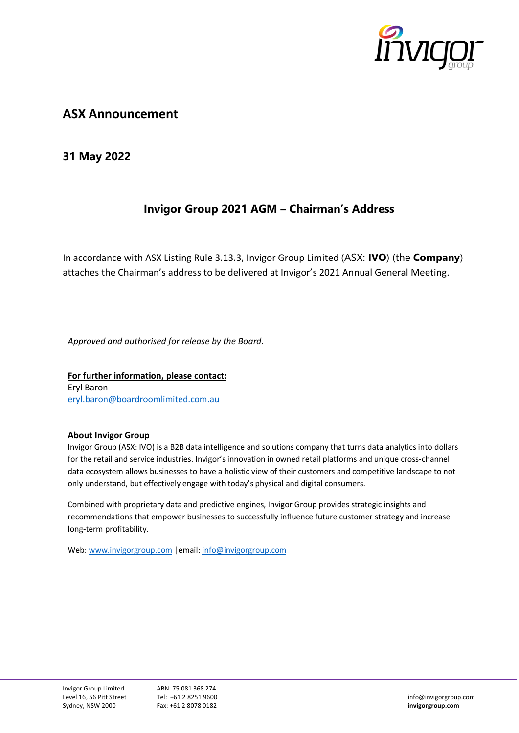## ASX Announcement

## 31 May 2022

# Invigor Group 2021 AGM – Chairman's Address

In accordance with ASX Listing Rule 3.13.3, Invigor Group Limited (ASX: **IVO**) (the **Company**) attaches the Chairman's address to be delivered at Invigor's 2021 Annual General Meeting.

*Approved and authorised for release by the Board.*

**For further information, please contact:**
Eryl Baron
eryl.baron@boardroomlimited.com.au

**About Invigor Group**
Invigor Group (ASX: IVO) is a B2B data intelligence and solutions company that turns data analytics into dollars for the retail and service industries. Invigor's innovation in owned retail platforms and unique cross-channel data ecosystem allows businesses to have a holistic view of their customers and competitive landscape to not only understand, but effectively engage with today's physical and digital consumers.

Combined with proprietary data and predictive engines, Invigor Group provides strategic insights and recommendations that empower businesses to successfully influence future customer strategy and increase long-term profitability.

Web: www.invigorgroup.com |email: info@invigorgroup.com

Invigor Group Limited
Level 16, 56 Pitt Street
Sydney, NSW 2000

ABN: 75 081 368 274
Tel: +61 2 8251 9600
Fax: +61 2 8078 0182

info@invigorgroup.com
**invigorgroup.com**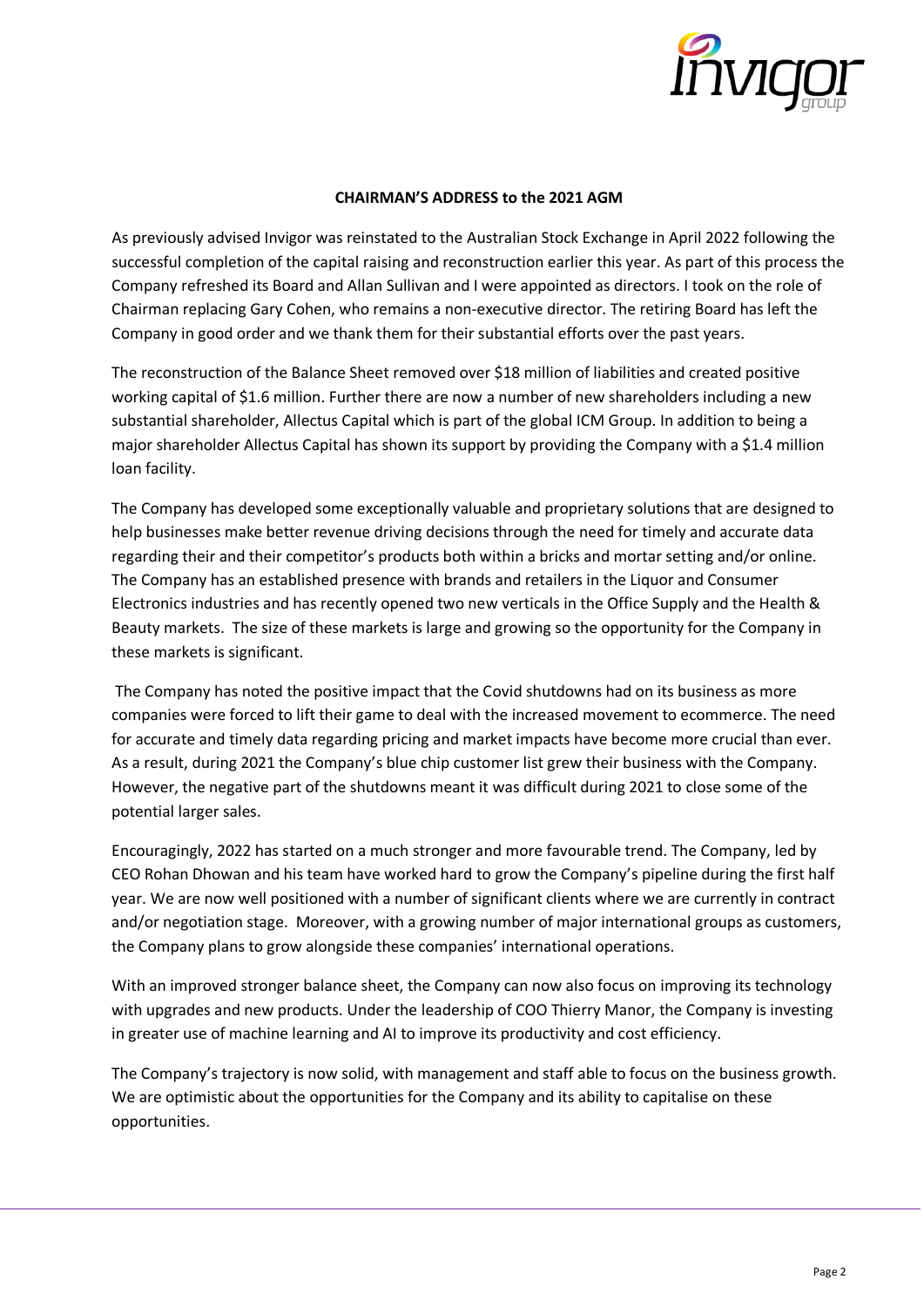**CHAIRMAN'S ADDRESS to the 2021 AGM**

As previously advised Invigor was reinstated to the Australian Stock Exchange in April 2022 following the successful completion of the capital raising and reconstruction earlier this year. As part of this process the Company refreshed its Board and Allan Sullivan and I were appointed as directors. I took on the role of Chairman replacing Gary Cohen, who remains a non-executive director. The retiring Board has left the Company in good order and we thank them for their substantial efforts over the past years.

The reconstruction of the Balance Sheet removed over $18 million of liabilities and created positive working capital of $1.6 million. Further there are now a number of new shareholders including a new substantial shareholder, Allectus Capital which is part of the global ICM Group. In addition to being a major shareholder Allectus Capital has shown its support by providing the Company with a $1.4 million loan facility.

The Company has developed some exceptionally valuable and proprietary solutions that are designed to help businesses make better revenue driving decisions through the need for timely and accurate data regarding their and their competitor's products both within a bricks and mortar setting and/or online. The Company has an established presence with brands and retailers in the Liquor and Consumer Electronics industries and has recently opened two new verticals in the Office Supply and the Health & Beauty markets. The size of these markets is large and growing so the opportunity for the Company in these markets is significant.

The Company has noted the positive impact that the Covid shutdowns had on its business as more companies were forced to lift their game to deal with the increased movement to ecommerce. The need for accurate and timely data regarding pricing and market impacts have become more crucial than ever. As a result, during 2021 the Company's blue chip customer list grew their business with the Company. However, the negative part of the shutdowns meant it was difficult during 2021 to close some of the potential larger sales.

Encouragingly, 2022 has started on a much stronger and more favourable trend. The Company, led by CEO Rohan Dhowan and his team have worked hard to grow the Company's pipeline during the first half year. We are now well positioned with a number of significant clients where we are currently in contract and/or negotiation stage. Moreover, with a growing number of major international groups as customers, the Company plans to grow alongside these companies' international operations.

With an improved stronger balance sheet, the Company can now also focus on improving its technology with upgrades and new products. Under the leadership of COO Thierry Manor, the Company is investing in greater use of machine learning and AI to improve its productivity and cost efficiency.

The Company's trajectory is now solid, with management and staff able to focus on the business growth. We are optimistic about the opportunities for the Company and its ability to capitalise on these opportunities.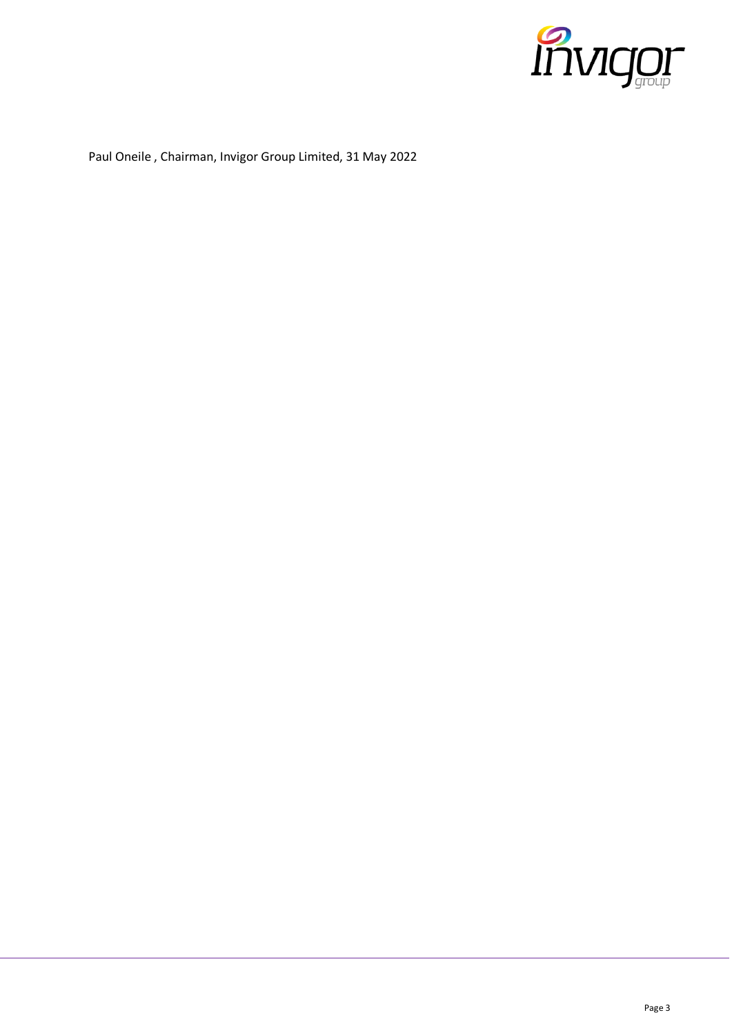Paul Oneile , Chairman, Invigor Group Limited, 31 May 2022